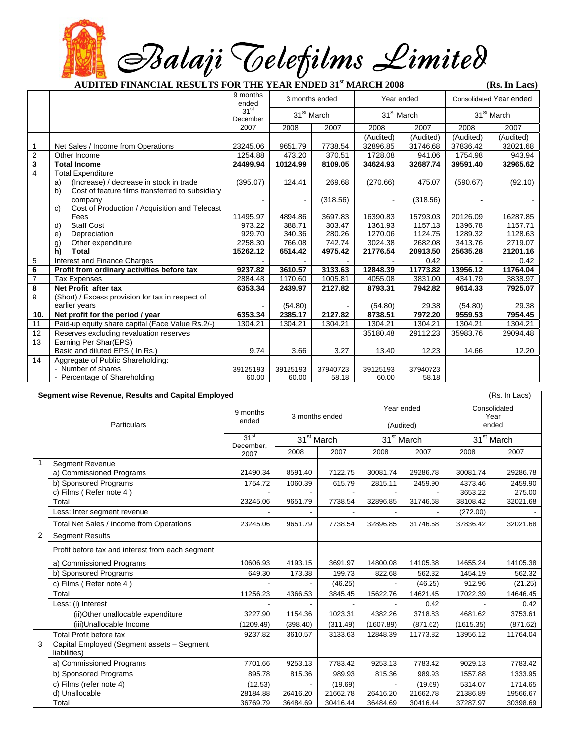# Balaji Telefilms Limited

## AUDITED FINANCIAL RESULTS FOR THE YEAR ENDED 31st MARCH 2008

(Rs. In Lacs)

| | | 9 months ended 31st December | 3 months ended | | Year ended | | Consolidated Year ended | |
|---|---|---|---|---|---|---|---|---|
| | | | 31st March | | 31st March | | 31st March | |
| | | 2007 | 2008 | 2007 | 2008 | 2007 | 2008 | 2007 |
| | | | | | (Audited) | (Audited) | (Audited) | (Audited) |
| 1 | Net Sales / Income from Operations | 23245.06 | 9651.79 | 7738.54 | 32896.85 | 31746.68 | 37836.42 | 32021.68 |
| 2 | Other Income | 1254.88 | 473.20 | 370.51 | 1728.08 | 941.06 | 1754.98 | 943.94 |
| **3** | **Total Income** | **24499.94** | **10124.99** | **8109.05** | **34624.93** | **32687.74** | **39591.40** | **32965.62** |
| 4 | Total Expenditure | | | | | | | |
| | a) (Increase) / decrease in stock in trade | (395.07) | 124.41 | 269.68 | (270.66) | 475.07 | (590.67) | (92.10) |
| | b) Cost of feature films transferred to subsidiary company | - | - | (318.56) | - | (318.56) | - | - |
| | c) Cost of Production / Acquisition and Telecast Fees | 11495.97 | 4894.86 | 3697.83 | 16390.83 | 15793.03 | 20126.09 | 16287.85 |
| | d) Staff Cost | 973.22 | 388.71 | 303.47 | 1361.93 | 1157.13 | 1396.78 | 1157.71 |
| | e) Depreciation | 929.70 | 340.36 | 280.26 | 1270.06 | 1124.75 | 1289.32 | 1128.63 |
| | g) Other expenditure | 2258.30 | 766.08 | 742.74 | 3024.38 | 2682.08 | 3413.76 | 2719.07 |
| | **h) Total** | **15262.12** | **6514.42** | **4975.42** | **21776.54** | **20913.50** | **25635.28** | **21201.16** |
| 5 | Interest and Finance Charges | - | - | - | - | 0.42 | - | 0.42 |
| **6** | **Profit from ordinary activities before tax** | **9237.82** | **3610.57** | **3133.63** | **12848.39** | **11773.82** | **13956.12** | **11764.04** |
| 7 | Tax Expenses | 2884.48 | 1170.60 | 1005.81 | 4055.08 | 3831.00 | 4341.79 | 3838.97 |
| **8** | **Net Profit after tax** | **6353.34** | **2439.97** | **2127.82** | **8793.31** | **7942.82** | **9614.33** | **7925.07** |
| 9 | (Short) / Excess provision for tax in respect of earlier years | - | (54.80) | - | (54.80) | 29.38 | (54.80) | 29.38 |
| **10.** | **Net profit for the period / year** | **6353.34** | **2385.17** | **2127.82** | **8738.51** | **7972.20** | **9559.53** | **7954.45** |
| 11 | Paid-up equity share capital (Face Value Rs.2/-) | 1304.21 | 1304.21 | 1304.21 | 1304.21 | 1304.21 | 1304.21 | 1304.21 |
| 12 | Reserves excluding revaluation reserves | | | | 35180.48 | 29112.23 | 35983.76 | 29094.48 |
| 13 | Earning Per Shar(EPS) Basic and diluted EPS ( In Rs.) | 9.74 | 3.66 | 3.27 | 13.40 | 12.23 | 14.66 | 12.20 |
| 14 | Aggregate of Public Shareholding: | | | | | | | |
| | - Number of shares | 39125193 | 39125193 | 37940723 | 39125193 | 37940723 | | |
| | - Percentage of Shareholding | 60.00 | 60.00 | 58.18 | 60.00 | 58.18 | | |

## Segment wise Revenue, Results and Capital Employed

(Rs. In Lacs)

| | Particulars | 9 months ended 31st December, 2007 | 3 months ended | | Year ended (Audited) | | Consolidated Year ended | |
|---|---|---|---|---|---|---|---|---|
| | | | 31st March | | 31st March | | 31st March | |
| | | | 2008 | 2007 | 2008 | 2007 | 2008 | 2007 |
| 1 | Segment Revenue | | | | | | | |
| | a) Commissioned Programs | 21490.34 | 8591.40 | 7122.75 | 30081.74 | 29286.78 | 30081.74 | 29286.78 |
| | b) Sponsored Programs | 1754.72 | 1060.39 | 615.79 | 2815.11 | 2459.90 | 4373.46 | 2459.90 |
| | c) Films ( Refer note 4 ) | - | - | - | - | - | 3653.22 | 275.00 |
| | Total | 23245.06 | 9651.79 | 7738.54 | 32896.85 | 31746.68 | 38108.42 | 32021.68 |
| | Less: Inter segment revenue | - | - | - | - | - | (272.00) | - |
| | Total Net Sales / Income from Operations | 23245.06 | 9651.79 | 7738.54 | 32896.85 | 31746.68 | 37836.42 | 32021.68 |
| 2 | Segment Results | | | | | | | |
| | Profit before tax and interest from each segment | | | | | | | |
| | a) Commissioned Programs | 10606.93 | 4193.15 | 3691.97 | 14800.08 | 14105.38 | 14655.24 | 14105.38 |
| | b) Sponsored Programs | 649.30 | 173.38 | 199.73 | 822.68 | 562.32 | 1454.19 | 562.32 |
| | c) Films ( Refer note 4 ) | - | - | (46.25) | - | (46.25) | 912.96 | (21.25) |
| | Total | 11256.23 | 4366.53 | 3845.45 | 15622.76 | 14621.45 | 17022.39 | 14646.45 |
| | Less: (i) Interest | - | - | - | - | 0.42 | - | 0.42 |
| | (ii)Other unallocable expenditure | 3227.90 | 1154.36 | 1023.31 | 4382.26 | 3718.83 | 4681.62 | 3753.61 |
| | (iii)Unallocable Income | (1209.49) | (398.40) | (311.49) | (1607.89) | (871.62) | (1615.35) | (871.62) |
| | Total Profit before tax | 9237.82 | 3610.57 | 3133.63 | 12848.39 | 11773.82 | 13956.12 | 11764.04 |
| 3 | Capital Employed (Segment assets – Segment liabilities) | | | | | | | |
| | a) Commissioned Programs | 7701.66 | 9253.13 | 7783.42 | 9253.13 | 7783.42 | 9029.13 | 7783.42 |
| | b) Sponsored Programs | 895.78 | 815.36 | 989.93 | 815.36 | 989.93 | 1557.88 | 1333.95 |
| | c) Films (refer note 4) | (12.53) | - | (19.69) | - | (19.69) | 5314.07 | 1714.65 |
| | d) Unallocable | 28184.88 | 26416.20 | 21662.78 | 26416.20 | 21662.78 | 21386.89 | 19566.67 |
| | Total | 36769.79 | 36484.69 | 30416.44 | 36484.69 | 30416.44 | 37287.97 | 30398.69 |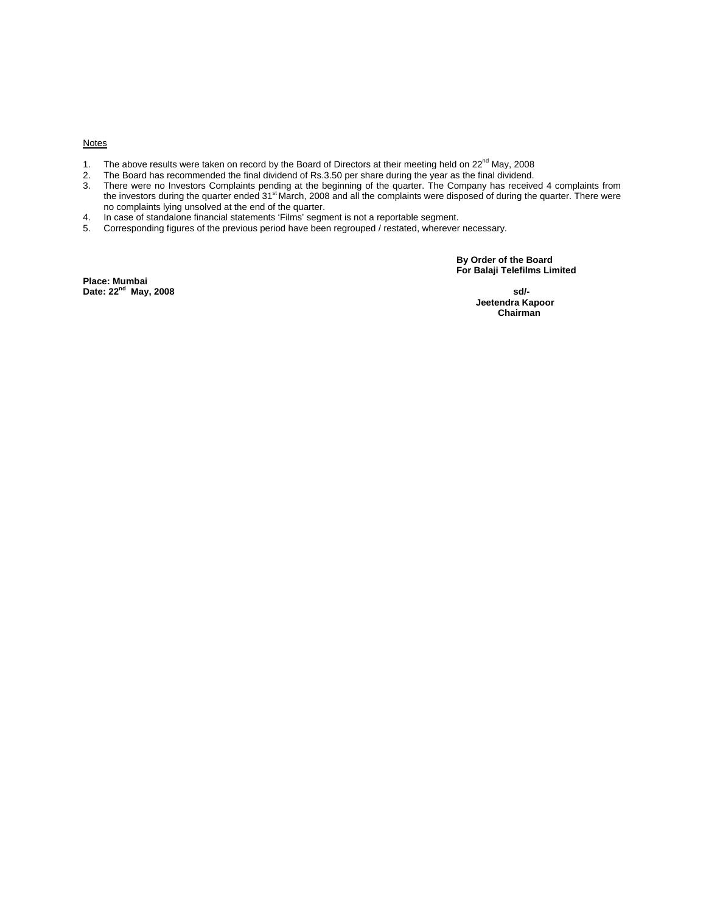Notes

1. The above results were taken on record by the Board of Directors at their meeting held on 22nd May, 2008
2. The Board has recommended the final dividend of Rs.3.50 per share during the year as the final dividend.
3. There were no Investors Complaints pending at the beginning of the quarter. The Company has received 4 complaints from the investors during the quarter ended 31st March, 2008 and all the complaints were disposed of during the quarter. There were no complaints lying unsolved at the end of the quarter.
4. In case of standalone financial statements 'Films' segment is not a reportable segment.
5. Corresponding figures of the previous period have been regrouped / restated, wherever necessary.

**By Order of the Board**
**For Balaji Telefilms Limited**

**Place: Mumbai**
**Date: 22nd May, 2008**

**sd/-**
**Jeetendra Kapoor**
**Chairman**